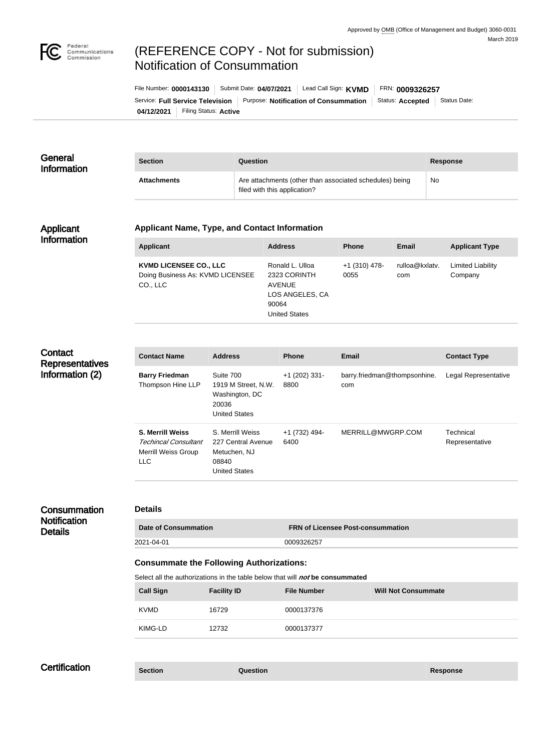Approved by OMB (Office of Management and Budget) 3060-0031
March 2019

# (REFERENCE COPY - Not for submission) Notification of Consummation

File Number: **0000143130** | Submit Date: **04/07/2021** | Lead Call Sign: **KVMD** | FRN: **0009326257**
Service: **Full Service Television** | Purpose: **Notification of Consummation** | Status: **Accepted** | Status Date: **04/12/2021** | Filing Status: **Active**

## General Information

| Section | Question | Response |
| --- | --- | --- |
| **Attachments** | Are attachments (other than associated schedules) being filed with this application? | No |

## Applicant Information

### Applicant Name, Type, and Contact Information

| Applicant | Address | Phone | Email | Applicant Type |
| --- | --- | --- | --- | --- |
| **KVMD LICENSEE CO., LLC** Doing Business As: KVMD LICENSEE CO., LLC | Ronald L. Ulloa 2323 CORINTH AVENUE LOS ANGELES, CA 90064 United States | +1 (310) 478-0055 | rulloa@kxlatv.com | Limited Liability Company |

## Contact Representatives Information (2)

| Contact Name | Address | Phone | Email | Contact Type |
| --- | --- | --- | --- | --- |
| **Barry Friedman** Thompson Hine LLP | Suite 700 1919 M Street, N.W. Washington, DC 20036 United States | +1 (202) 331-8800 | barry.friedman@thompsonhine.com | Legal Representative |
| **S. Merrill Weiss** *Techincal Consultant* Merrill Weiss Group LLC | S. Merrill Weiss 227 Central Avenue Metuchen, NJ 08840 United States | +1 (732) 494-6400 | MERRILL@MWGRP.COM | Technical Representative |

## Consummation Notification Details

### Details

| Date of Consummation | FRN of Licensee Post-consummation |
| --- | --- |
| 2021-04-01 | 0009326257 |

### Consummate the Following Authorizations:

Select all the authorizations in the table below that will ***not*** **be consummated**

| Call Sign | Facility ID | File Number | Will Not Consummate |
| --- | --- | --- | --- |
| KVMD | 16729 | 0000137376 | |
| KIMG-LD | 12732 | 0000137377 | |

## Certification

| Section | Question | Response |
| --- | --- | --- |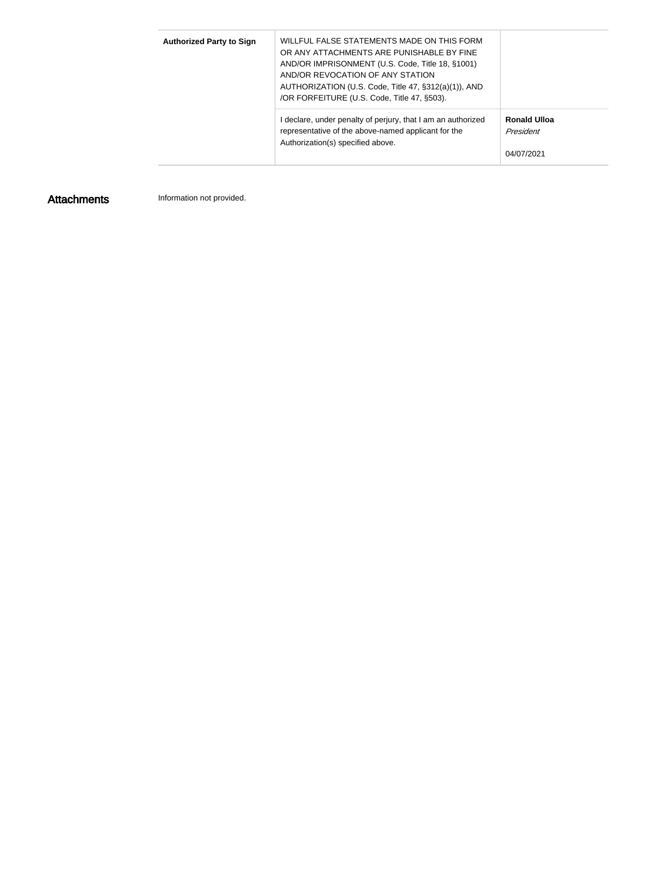| | | |
|---|---|---|
| **Authorized Party to Sign** | WILLFUL FALSE STATEMENTS MADE ON THIS FORM OR ANY ATTACHMENTS ARE PUNISHABLE BY FINE AND/OR IMPRISONMENT (U.S. Code, Title 18, §1001) AND/OR REVOCATION OF ANY STATION AUTHORIZATION (U.S. Code, Title 47, §312(a)(1)), AND /OR FORFEITURE (U.S. Code, Title 47, §503). | |
| | I declare, under penalty of perjury, that I am an authorized representative of the above-named applicant for the Authorization(s) specified above. | **Ronald Ulloa** *President* 04/07/2021 |

## Attachments

Information not provided.